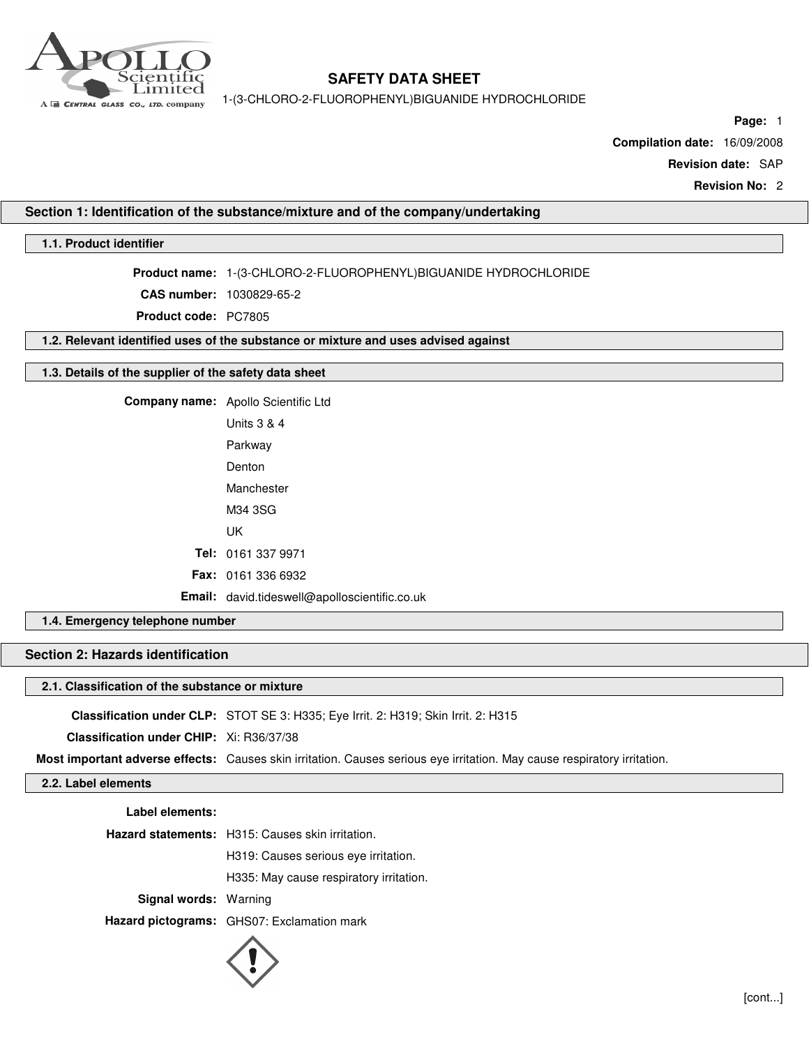# SAFETY DATA SHEET

1-(3-CHLORO-2-FLUOROPHENYL)BIGUANIDE HYDROCHLORIDE

**Compilation date:** 16/09/2008

**Revision date:** SAP

**Revision No:** 2

## Section 1: Identification of the substance/mixture and of the company/undertaking

### 1.1. Product identifier

**Product name:** 1-(3-CHLORO-2-FLUOROPHENYL)BIGUANIDE HYDROCHLORIDE

**CAS number:** 1030829-65-2

**Product code:** PC7805

### 1.2. Relevant identified uses of the substance or mixture and uses advised against

### 1.3. Details of the supplier of the safety data sheet

**Company name:** Apollo Scientific Ltd
Units 3 & 4
Parkway
Denton
Manchester
M34 3SG
UK

**Tel:** 0161 337 9971

**Fax:** 0161 336 6932

**Email:** david.tideswell@apolloscientific.co.uk

### 1.4. Emergency telephone number

## Section 2: Hazards identification

### 2.1. Classification of the substance or mixture

**Classification under CLP:** STOT SE 3: H335; Eye Irrit. 2: H319; Skin Irrit. 2: H315

**Classification under CHIP:** Xi: R36/37/38

**Most important adverse effects:** Causes skin irritation. Causes serious eye irritation. May cause respiratory irritation.

### 2.2. Label elements

**Label elements:**

**Hazard statements:** H315: Causes skin irritation.
H319: Causes serious eye irritation.
H335: May cause respiratory irritation.

**Signal words:** Warning

**Hazard pictograms:** GHS07: Exclamation mark

[cont...]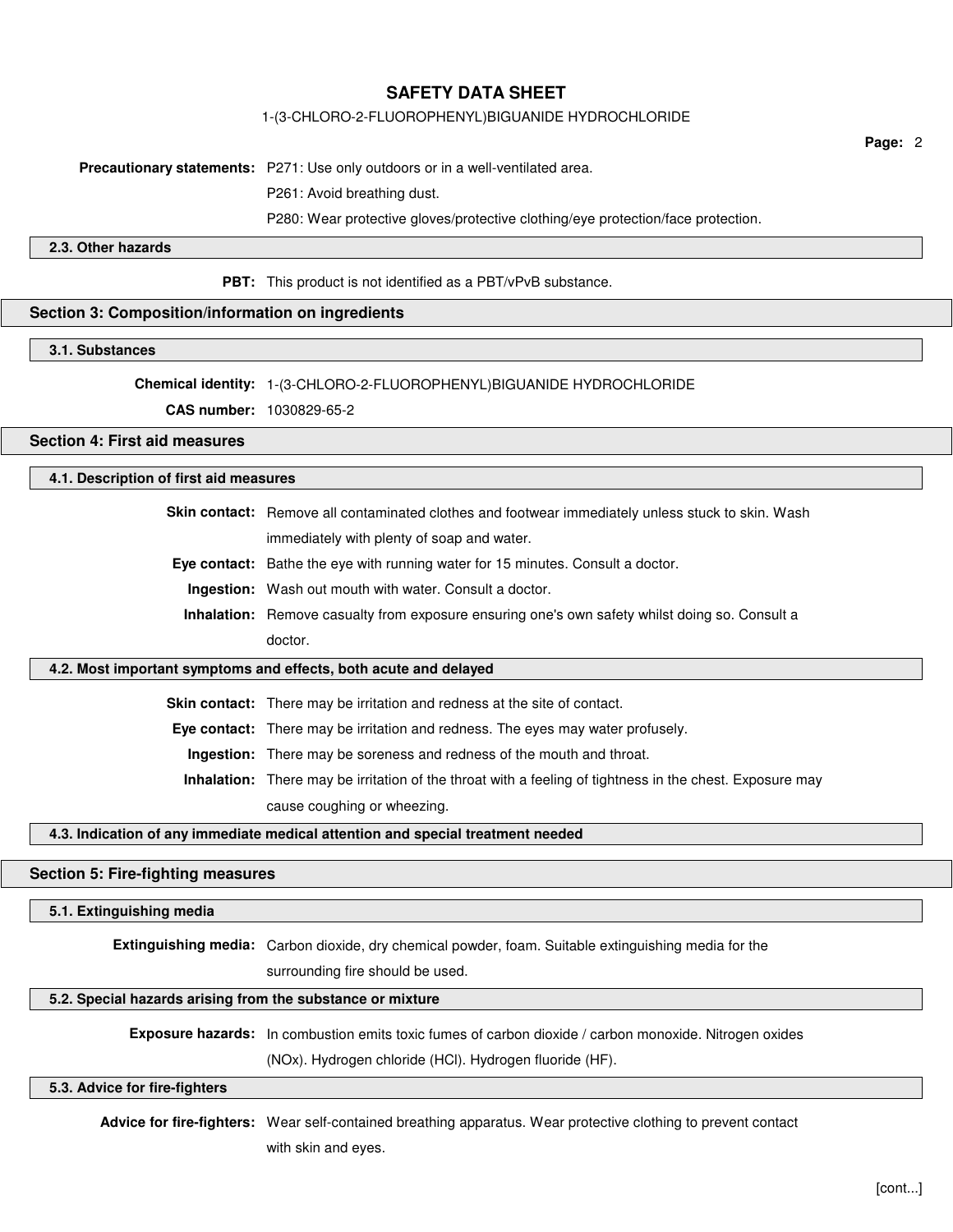**Precautionary statements:** P271: Use only outdoors or in a well-ventilated area.

P261: Avoid breathing dust.

P280: Wear protective gloves/protective clothing/eye protection/face protection.

### 2.3. Other hazards

**PBT:** This product is not identified as a PBT/vPvB substance.

## Section 3: Composition/information on ingredients

### 3.1. Substances

**Chemical identity:** 1-(3-CHLORO-2-FLUOROPHENYL)BIGUANIDE HYDROCHLORIDE

**CAS number:** 1030829-65-2

## Section 4: First aid measures

### 4.1. Description of first aid measures

**Skin contact:** Remove all contaminated clothes and footwear immediately unless stuck to skin. Wash immediately with plenty of soap and water.

**Eye contact:** Bathe the eye with running water for 15 minutes. Consult a doctor.

**Ingestion:** Wash out mouth with water. Consult a doctor.

**Inhalation:** Remove casualty from exposure ensuring one's own safety whilst doing so. Consult a doctor.

### 4.2. Most important symptoms and effects, both acute and delayed

**Skin contact:** There may be irritation and redness at the site of contact.

**Eye contact:** There may be irritation and redness. The eyes may water profusely.

**Ingestion:** There may be soreness and redness of the mouth and throat.

**Inhalation:** There may be irritation of the throat with a feeling of tightness in the chest. Exposure may cause coughing or wheezing.

### 4.3. Indication of any immediate medical attention and special treatment needed

## Section 5: Fire-fighting measures

### 5.1. Extinguishing media

**Extinguishing media:** Carbon dioxide, dry chemical powder, foam. Suitable extinguishing media for the surrounding fire should be used.

### 5.2. Special hazards arising from the substance or mixture

**Exposure hazards:** In combustion emits toxic fumes of carbon dioxide / carbon monoxide. Nitrogen oxides (NOx). Hydrogen chloride (HCl). Hydrogen fluoride (HF).

### 5.3. Advice for fire-fighters

**Advice for fire-fighters:** Wear self-contained breathing apparatus. Wear protective clothing to prevent contact with skin and eyes.

[cont...]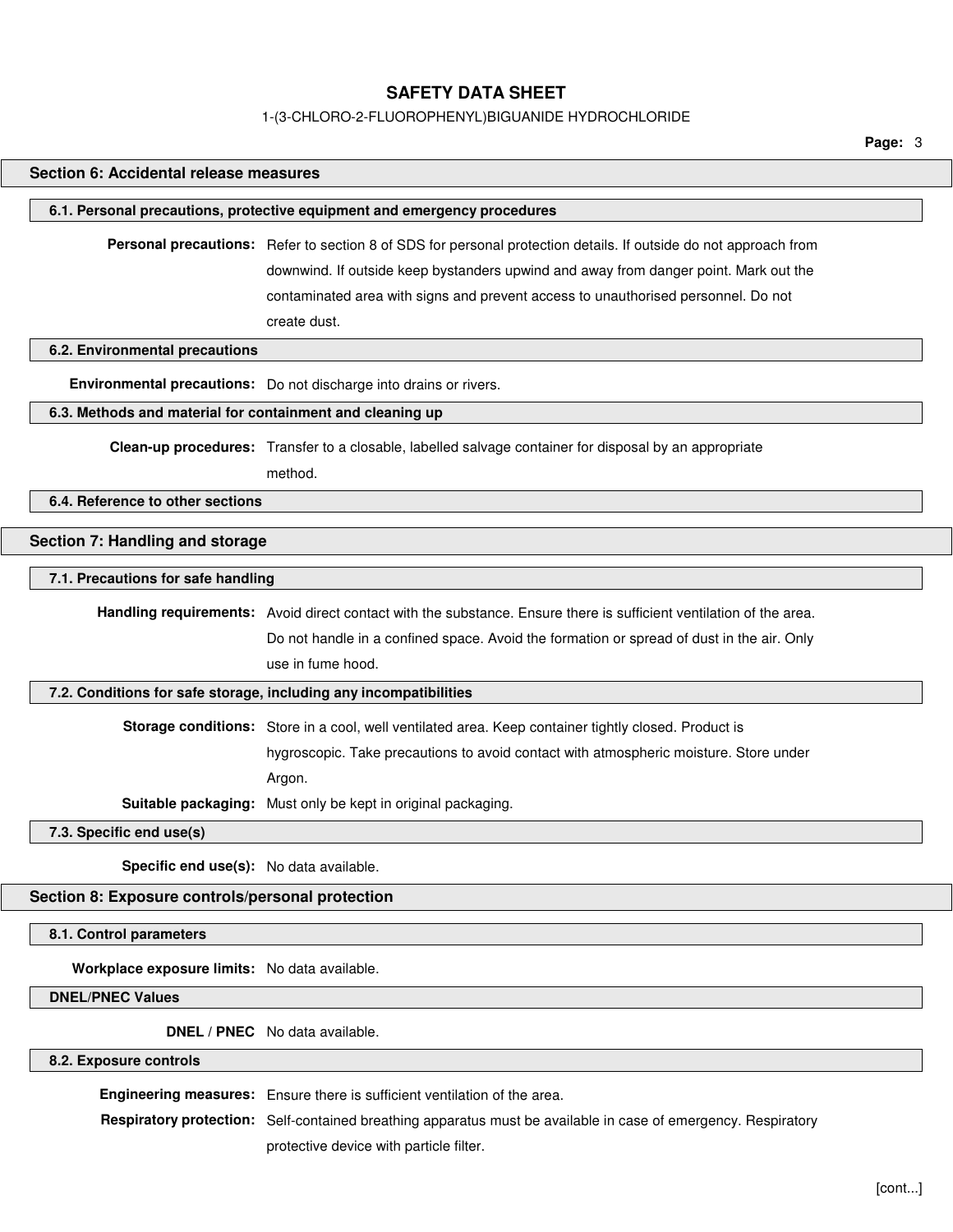## Section 6: Accidental release measures

### 6.1. Personal precautions, protective equipment and emergency procedures

**Personal precautions:** Refer to section 8 of SDS for personal protection details. If outside do not approach from downwind. If outside keep bystanders upwind and away from danger point. Mark out the contaminated area with signs and prevent access to unauthorised personnel. Do not create dust.

### 6.2. Environmental precautions

**Environmental precautions:** Do not discharge into drains or rivers.

### 6.3. Methods and material for containment and cleaning up

**Clean-up procedures:** Transfer to a closable, labelled salvage container for disposal by an appropriate method.

### 6.4. Reference to other sections

## Section 7: Handling and storage

### 7.1. Precautions for safe handling

**Handling requirements:** Avoid direct contact with the substance. Ensure there is sufficient ventilation of the area. Do not handle in a confined space. Avoid the formation or spread of dust in the air. Only use in fume hood.

### 7.2. Conditions for safe storage, including any incompatibilities

**Storage conditions:** Store in a cool, well ventilated area. Keep container tightly closed. Product is hygroscopic. Take precautions to avoid contact with atmospheric moisture. Store under Argon.

**Suitable packaging:** Must only be kept in original packaging.

### 7.3. Specific end use(s)

**Specific end use(s):** No data available.

## Section 8: Exposure controls/personal protection

### 8.1. Control parameters

**Workplace exposure limits:** No data available.

### DNEL/PNEC Values

**DNEL / PNEC** No data available.

### 8.2. Exposure controls

**Engineering measures:** Ensure there is sufficient ventilation of the area.

**Respiratory protection:** Self-contained breathing apparatus must be available in case of emergency. Respiratory protective device with particle filter.

[cont...]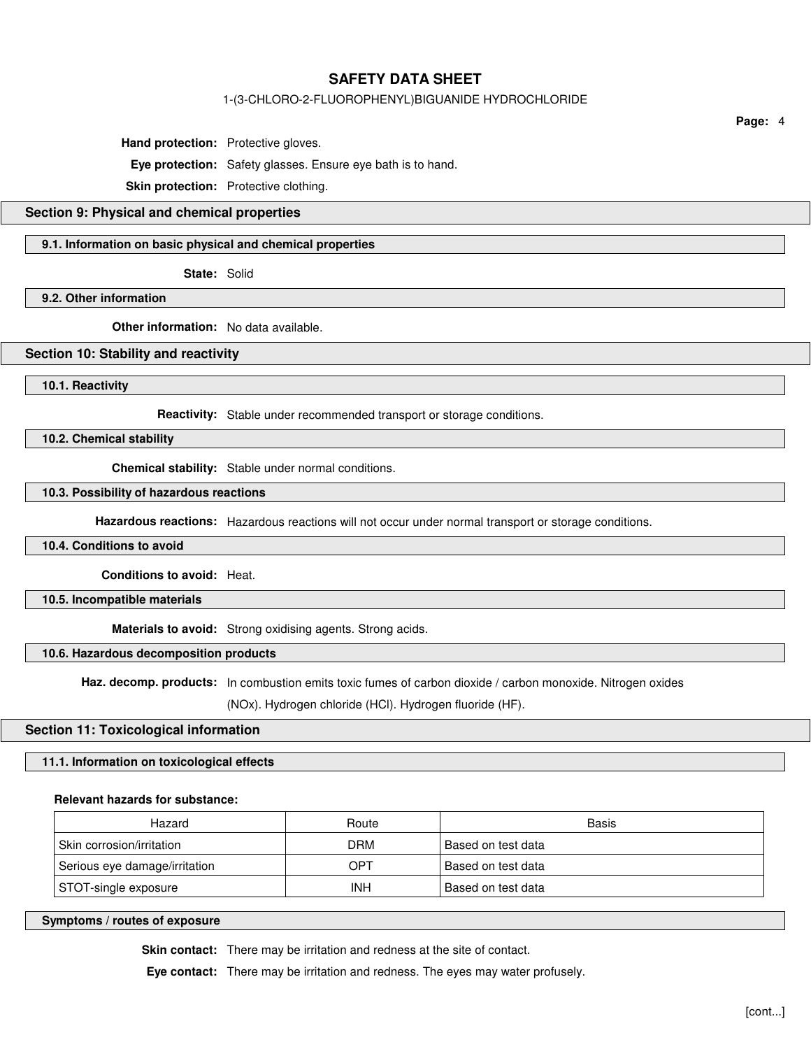**Hand protection:** Protective gloves.

**Eye protection:** Safety glasses. Ensure eye bath is to hand.

**Skin protection:** Protective clothing.

## Section 9: Physical and chemical properties

### 9.1. Information on basic physical and chemical properties

**State:** Solid

### 9.2. Other information

**Other information:** No data available.

## Section 10: Stability and reactivity

### 10.1. Reactivity

**Reactivity:** Stable under recommended transport or storage conditions.

### 10.2. Chemical stability

**Chemical stability:** Stable under normal conditions.

### 10.3. Possibility of hazardous reactions

**Hazardous reactions:** Hazardous reactions will not occur under normal transport or storage conditions.

### 10.4. Conditions to avoid

**Conditions to avoid:** Heat.

### 10.5. Incompatible materials

**Materials to avoid:** Strong oxidising agents. Strong acids.

### 10.6. Hazardous decomposition products

**Haz. decomp. products:** In combustion emits toxic fumes of carbon dioxide / carbon monoxide. Nitrogen oxides (NOx). Hydrogen chloride (HCl). Hydrogen fluoride (HF).

## Section 11: Toxicological information

### 11.1. Information on toxicological effects

**Relevant hazards for substance:**

| Hazard | Route | Basis |
|---|---|---|
| Skin corrosion/irritation | DRM | Based on test data |
| Serious eye damage/irritation | OPT | Based on test data |
| STOT-single exposure | INH | Based on test data |

### Symptoms / routes of exposure

**Skin contact:** There may be irritation and redness at the site of contact.

**Eye contact:** There may be irritation and redness. The eyes may water profusely.

[cont...]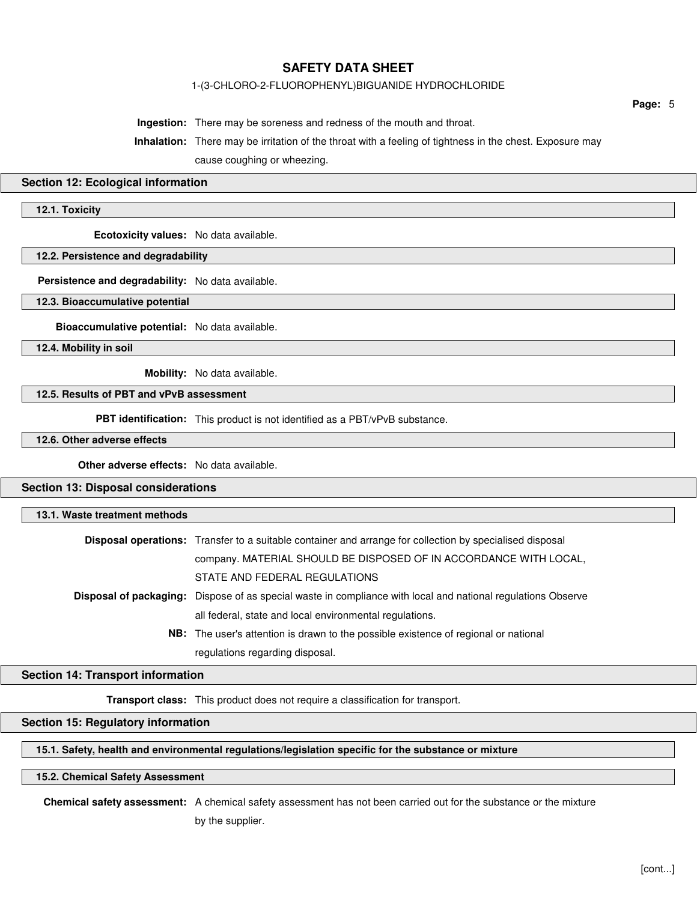**Ingestion:** There may be soreness and redness of the mouth and throat.

**Inhalation:** There may be irritation of the throat with a feeling of tightness in the chest. Exposure may cause coughing or wheezing.

## Section 12: Ecological information

### 12.1. Toxicity

**Ecotoxicity values:** No data available.

### 12.2. Persistence and degradability

**Persistence and degradability:** No data available.

### 12.3. Bioaccumulative potential

**Bioaccumulative potential:** No data available.

### 12.4. Mobility in soil

**Mobility:** No data available.

### 12.5. Results of PBT and vPvB assessment

**PBT identification:** This product is not identified as a PBT/vPvB substance.

### 12.6. Other adverse effects

**Other adverse effects:** No data available.

## Section 13: Disposal considerations

### 13.1. Waste treatment methods

**Disposal operations:** Transfer to a suitable container and arrange for collection by specialised disposal company. MATERIAL SHOULD BE DISPOSED OF IN ACCORDANCE WITH LOCAL, STATE AND FEDERAL REGULATIONS

**Disposal of packaging:** Dispose of as special waste in compliance with local and national regulations Observe all federal, state and local environmental regulations.

**NB:** The user's attention is drawn to the possible existence of regional or national regulations regarding disposal.

## Section 14: Transport information

**Transport class:** This product does not require a classification for transport.

## Section 15: Regulatory information

### 15.1. Safety, health and environmental regulations/legislation specific for the substance or mixture

### 15.2. Chemical Safety Assessment

**Chemical safety assessment:** A chemical safety assessment has not been carried out for the substance or the mixture by the supplier.

[cont...]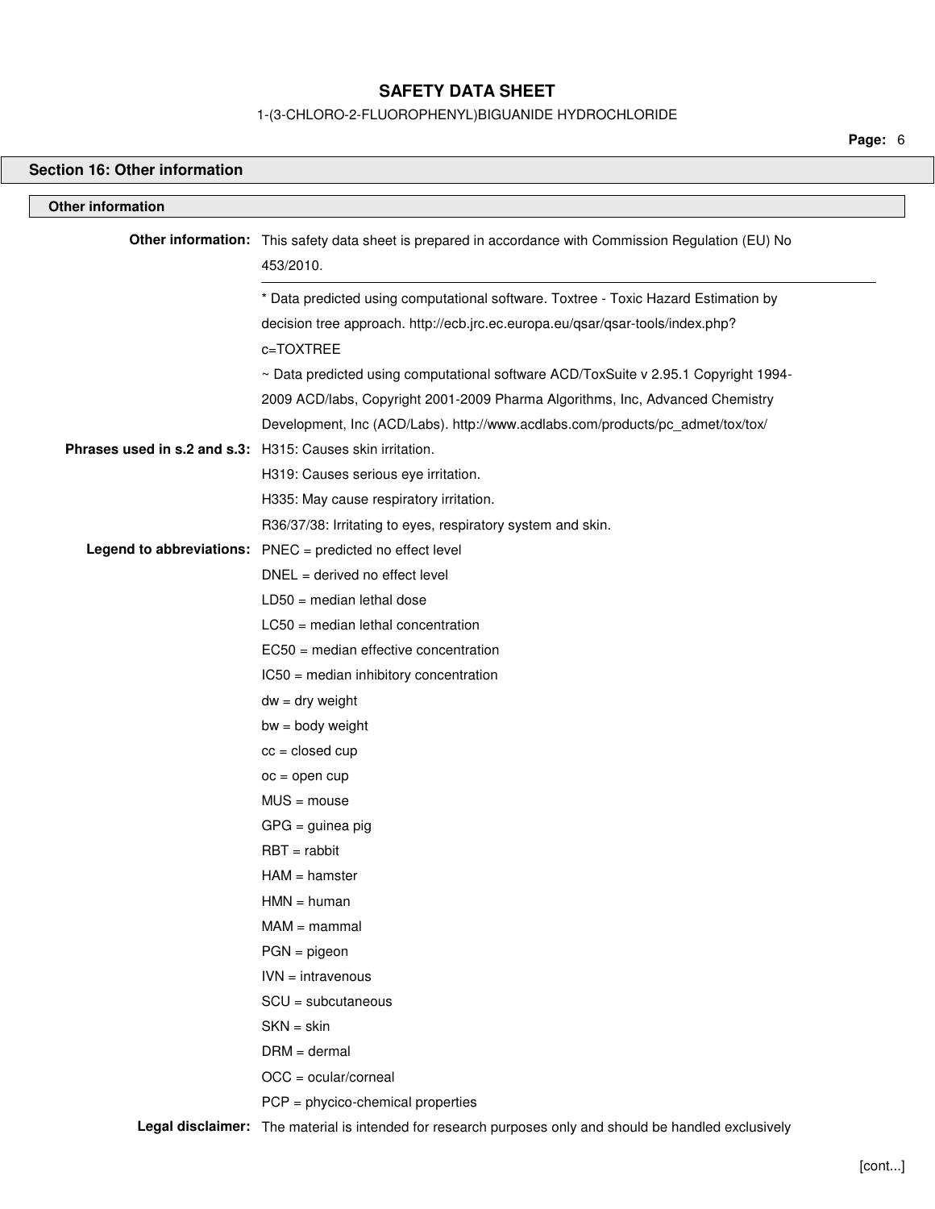## Section 16: Other information

### Other information

**Other information:** This safety data sheet is prepared in accordance with Commission Regulation (EU) No 453/2010.

---

* Data predicted using computational software. Toxtree - Toxic Hazard Estimation by decision tree approach. http://ecb.jrc.ec.europa.eu/qsar/qsar-tools/index.php?c=TOXTREE

~ Data predicted using computational software ACD/ToxSuite v 2.95.1 Copyright 1994-2009 ACD/labs, Copyright 2001-2009 Pharma Algorithms, Inc, Advanced Chemistry Development, Inc (ACD/Labs). http://www.acdlabs.com/products/pc_admet/tox/tox/

**Phrases used in s.2 and s.3:**

H315: Causes skin irritation.

H319: Causes serious eye irritation.

H335: May cause respiratory irritation.

R36/37/38: Irritating to eyes, respiratory system and skin.

**Legend to abbreviations:**

PNEC = predicted no effect level

DNEL = derived no effect level

LD50 = median lethal dose

LC50 = median lethal concentration

EC50 = median effective concentration

IC50 = median inhibitory concentration

dw = dry weight

bw = body weight

cc = closed cup

oc = open cup

MUS = mouse

GPG = guinea pig

RBT = rabbit

HAM = hamster

HMN = human

MAM = mammal

PGN = pigeon

IVN = intravenous

SCU = subcutaneous

SKN = skin

DRM = dermal

OCC = ocular/corneal

PCP = phycico-chemical properties

**Legal disclaimer:** The material is intended for research purposes only and should be handled exclusively

[cont...]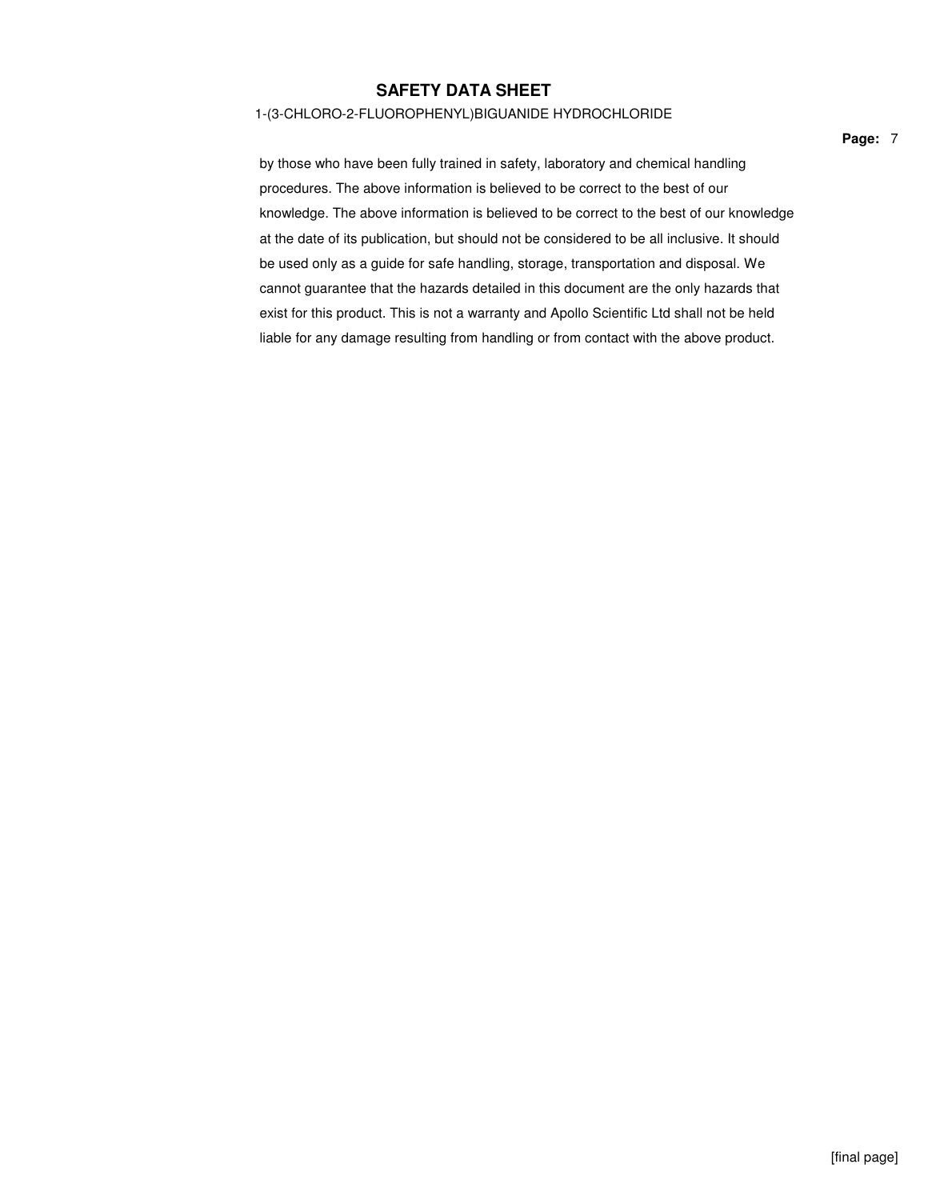by those who have been fully trained in safety, laboratory and chemical handling procedures. The above information is believed to be correct to the best of our knowledge. The above information is believed to be correct to the best of our knowledge at the date of its publication, but should not be considered to be all inclusive. It should be used only as a guide for safe handling, storage, transportation and disposal. We cannot guarantee that the hazards detailed in this document are the only hazards that exist for this product. This is not a warranty and Apollo Scientific Ltd shall not be held liable for any damage resulting from handling or from contact with the above product.